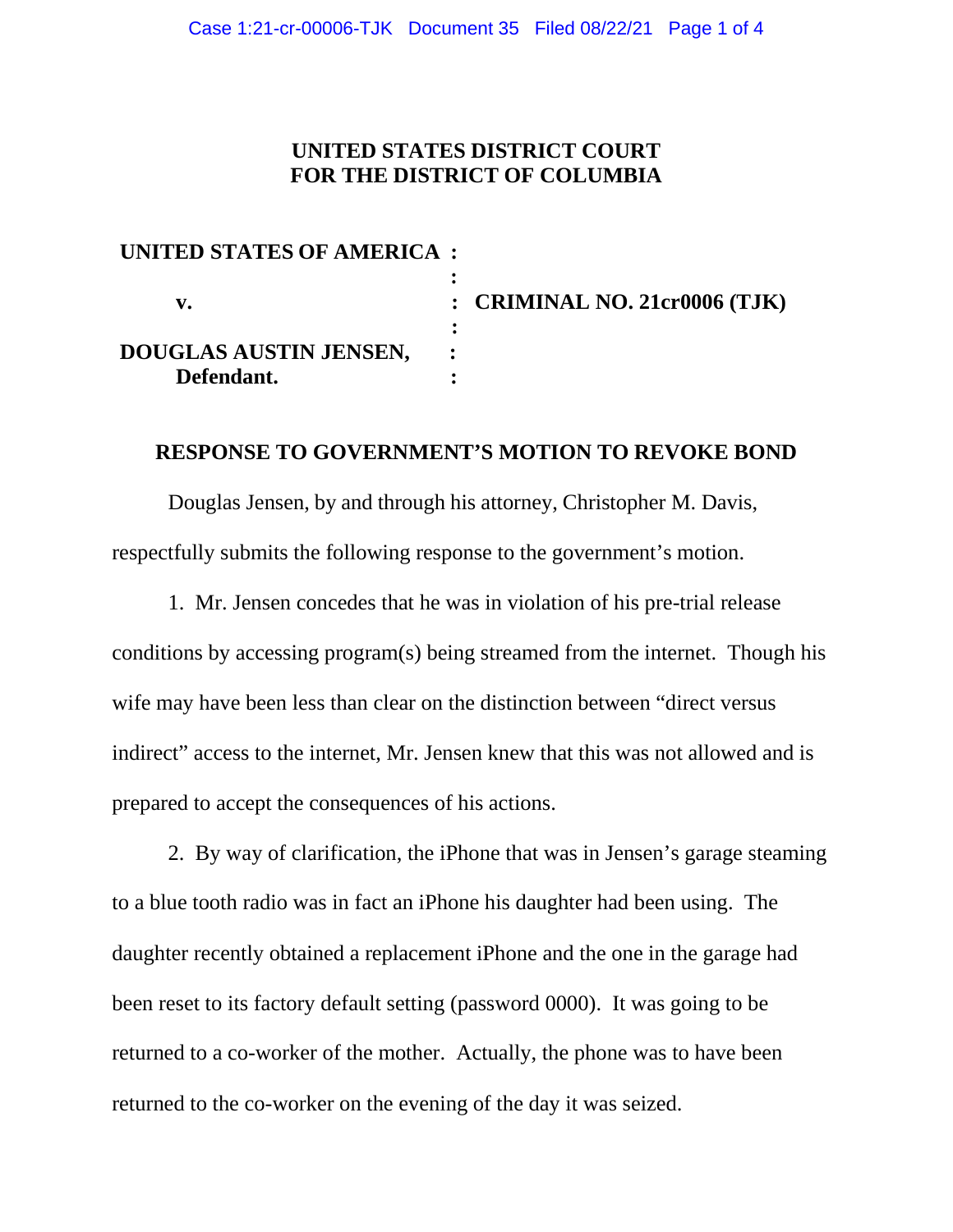**UNITED STATES DISTRICT COURT**
**FOR THE DISTRICT OF COLUMBIA**

| | | |
|---|---|---|
| **UNITED STATES OF AMERICA** | **:** | |
| | **:** | |
| **v.** | **:** | **CRIMINAL NO. 21cr0006 (TJK)** |
| | **:** | |
| **DOUGLAS AUSTIN JENSEN,** | **:** | |
| **Defendant.** | **:** | |

**RESPONSE TO GOVERNMENT'S MOTION TO REVOKE BOND**

Douglas Jensen, by and through his attorney, Christopher M. Davis, respectfully submits the following response to the government's motion.

1. Mr. Jensen concedes that he was in violation of his pre-trial release conditions by accessing program(s) being streamed from the internet. Though his wife may have been less than clear on the distinction between "direct versus indirect" access to the internet, Mr. Jensen knew that this was not allowed and is prepared to accept the consequences of his actions.

2. By way of clarification, the iPhone that was in Jensen's garage steaming to a blue tooth radio was in fact an iPhone his daughter had been using. The daughter recently obtained a replacement iPhone and the one in the garage had been reset to its factory default setting (password 0000). It was going to be returned to a co-worker of the mother. Actually, the phone was to have been returned to the co-worker on the evening of the day it was seized.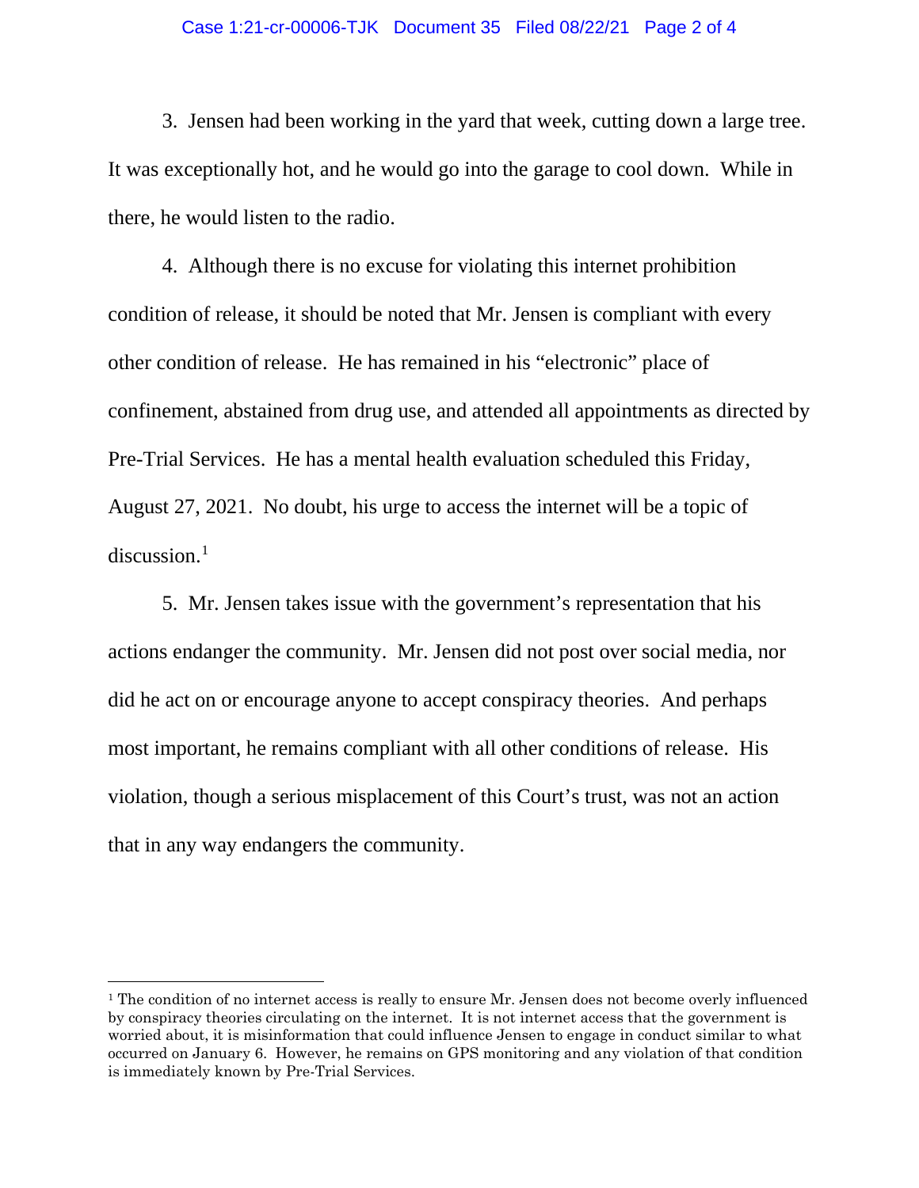3. Jensen had been working in the yard that week, cutting down a large tree. It was exceptionally hot, and he would go into the garage to cool down. While in there, he would listen to the radio.

4. Although there is no excuse for violating this internet prohibition condition of release, it should be noted that Mr. Jensen is compliant with every other condition of release. He has remained in his "electronic" place of confinement, abstained from drug use, and attended all appointments as directed by Pre-Trial Services. He has a mental health evaluation scheduled this Friday, August 27, 2021. No doubt, his urge to access the internet will be a topic of discussion.[1]

5. Mr. Jensen takes issue with the government's representation that his actions endanger the community. Mr. Jensen did not post over social media, nor did he act on or encourage anyone to accept conspiracy theories. And perhaps most important, he remains compliant with all other conditions of release. His violation, though a serious misplacement of this Court's trust, was not an action that in any way endangers the community.

---

[1] The condition of no internet access is really to ensure Mr. Jensen does not become overly influenced by conspiracy theories circulating on the internet. It is not internet access that the government is worried about, it is misinformation that could influence Jensen to engage in conduct similar to what occurred on January 6. However, he remains on GPS monitoring and any violation of that condition is immediately known by Pre-Trial Services.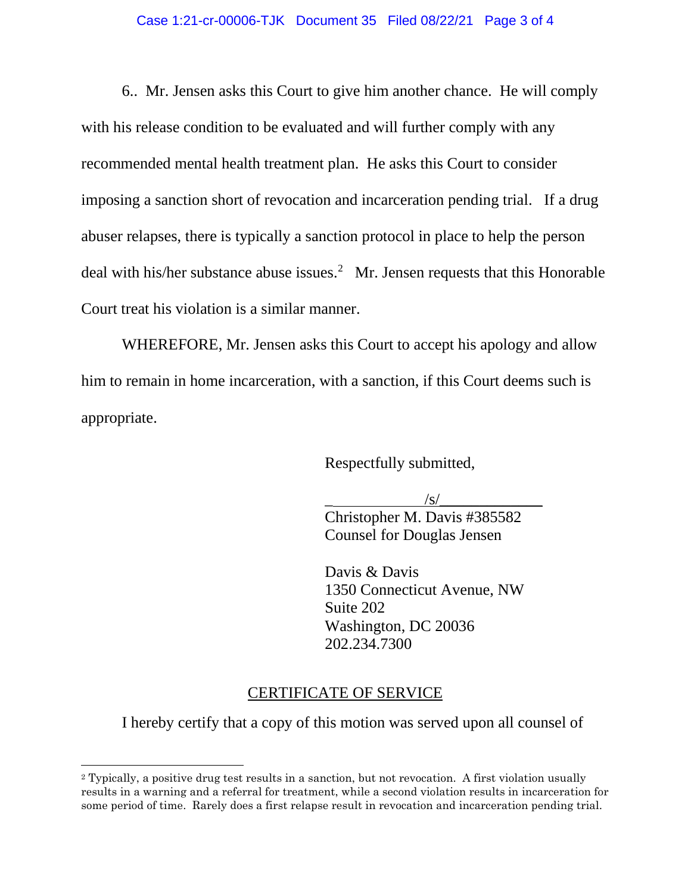6.. Mr. Jensen asks this Court to give him another chance. He will comply with his release condition to be evaluated and will further comply with any recommended mental health treatment plan. He asks this Court to consider imposing a sanction short of revocation and incarceration pending trial. If a drug abuser relapses, there is typically a sanction protocol in place to help the person deal with his/her substance abuse issues.[2] Mr. Jensen requests that this Honorable Court treat his violation is a similar manner.

WHEREFORE, Mr. Jensen asks this Court to accept his apology and allow him to remain in home incarceration, with a sanction, if this Court deems such is appropriate.

Respectfully submitted,

/s/
Christopher M. Davis #385582
Counsel for Douglas Jensen

Davis & Davis
1350 Connecticut Avenue, NW
Suite 202
Washington, DC 20036
202.234.7300

CERTIFICATE OF SERVICE

I hereby certify that a copy of this motion was served upon all counsel of

---

[2] Typically, a positive drug test results in a sanction, but not revocation. A first violation usually results in a warning and a referral for treatment, while a second violation results in incarceration for some period of time. Rarely does a first relapse result in revocation and incarceration pending trial.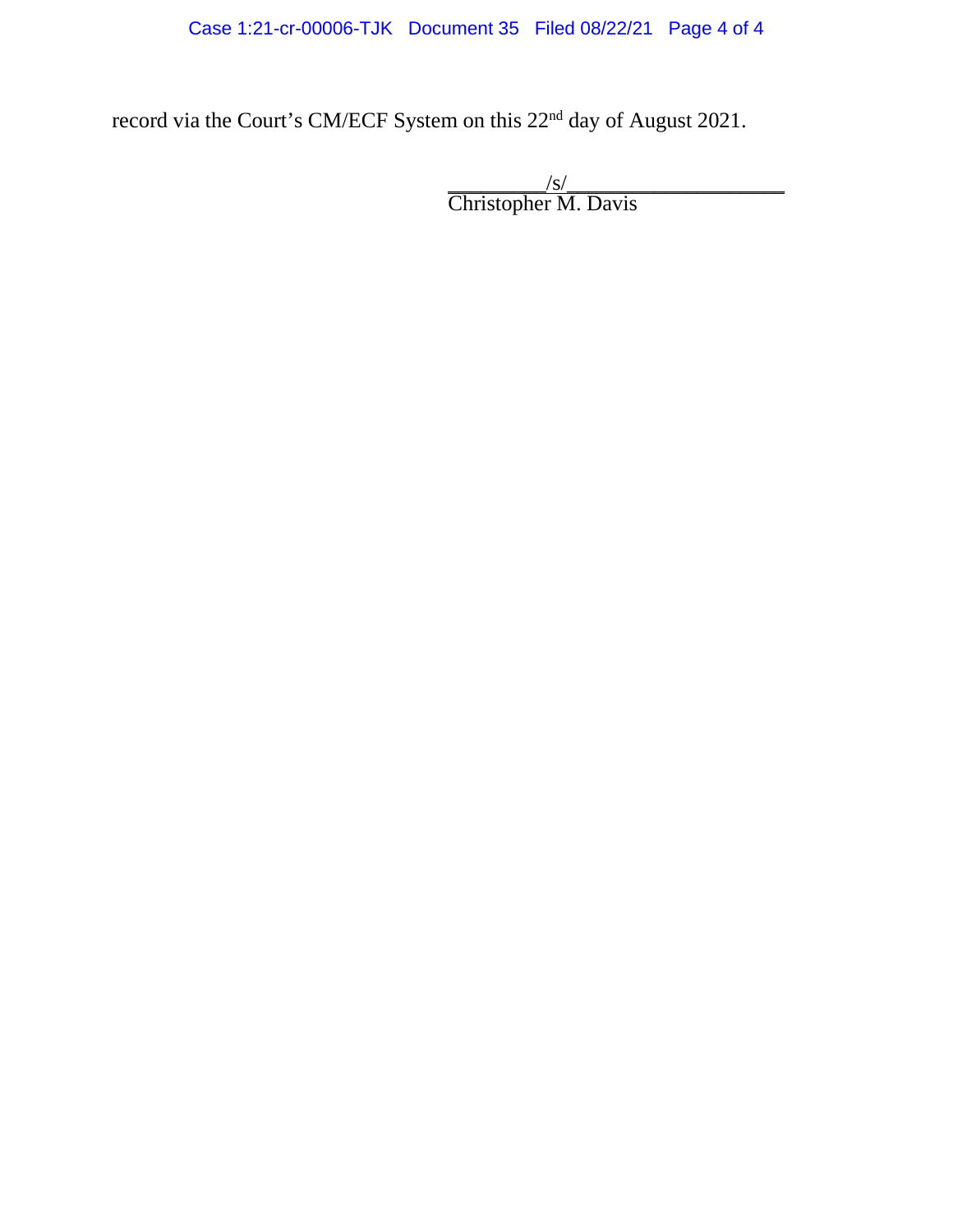record via the Court's CM/ECF System on this 22nd day of August 2021.

/s/
Christopher M. Davis